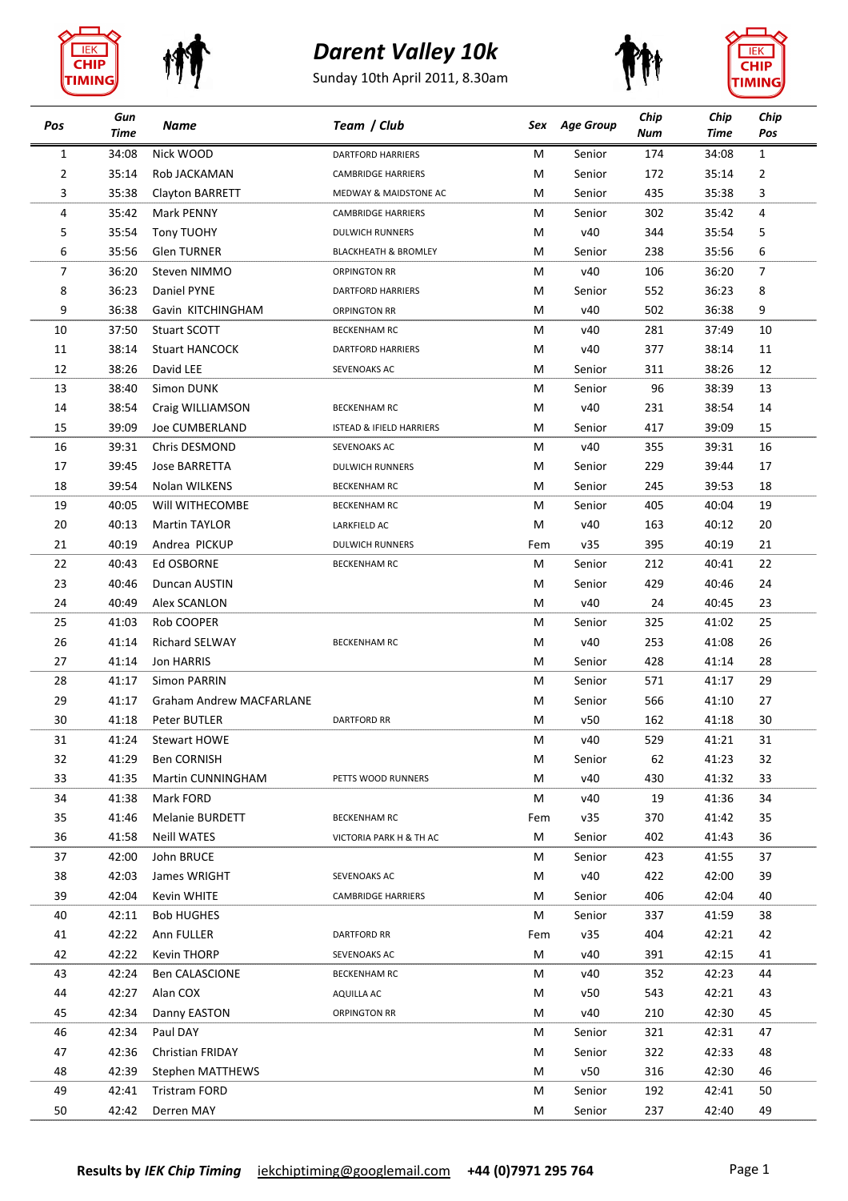# Darent Valley 10k

Sunday 10th April 2011, 8.30am

| Pos | Gun Time | Name | Team / Club | Sex | Age Group | Chip Num | Chip Time | Chip Pos |
|---|---|---|---|---|---|---|---|---|
| 1 | 34:08 | Nick WOOD | DARTFORD HARRIERS | M | Senior | 174 | 34:08 | 1 |
| 2 | 35:14 | Rob JACKAMAN | CAMBRIDGE HARRIERS | M | Senior | 172 | 35:14 | 2 |
| 3 | 35:38 | Clayton BARRETT | MEDWAY & MAIDSTONE AC | M | Senior | 435 | 35:38 | 3 |
| 4 | 35:42 | Mark PENNY | CAMBRIDGE HARRIERS | M | Senior | 302 | 35:42 | 4 |
| 5 | 35:54 | Tony TUOHY | DULWICH RUNNERS | M | v40 | 344 | 35:54 | 5 |
| 6 | 35:56 | Glen TURNER | BLACKHEATH & BROMLEY | M | Senior | 238 | 35:56 | 6 |
| 7 | 36:20 | Steven NIMMO | ORPINGTON RR | M | v40 | 106 | 36:20 | 7 |
| 8 | 36:23 | Daniel PYNE | DARTFORD HARRIERS | M | Senior | 552 | 36:23 | 8 |
| 9 | 36:38 | Gavin KITCHINGHAM | ORPINGTON RR | M | v40 | 502 | 36:38 | 9 |
| 10 | 37:50 | Stuart SCOTT | BECKENHAM RC | M | v40 | 281 | 37:49 | 10 |
| 11 | 38:14 | Stuart HANCOCK | DARTFORD HARRIERS | M | v40 | 377 | 38:14 | 11 |
| 12 | 38:26 | David LEE | SEVENOAKS AC | M | Senior | 311 | 38:26 | 12 |
| 13 | 38:40 | Simon DUNK | | M | Senior | 96 | 38:39 | 13 |
| 14 | 38:54 | Craig WILLIAMSON | BECKENHAM RC | M | v40 | 231 | 38:54 | 14 |
| 15 | 39:09 | Joe CUMBERLAND | ISTEAD & IFIELD HARRIERS | M | Senior | 417 | 39:09 | 15 |
| 16 | 39:31 | Chris DESMOND | SEVENOAKS AC | M | v40 | 355 | 39:31 | 16 |
| 17 | 39:45 | Jose BARRETTA | DULWICH RUNNERS | M | Senior | 229 | 39:44 | 17 |
| 18 | 39:54 | Nolan WILKENS | BECKENHAM RC | M | Senior | 245 | 39:53 | 18 |
| 19 | 40:05 | Will WITHECOMBE | BECKENHAM RC | M | Senior | 405 | 40:04 | 19 |
| 20 | 40:13 | Martin TAYLOR | LARKFIELD AC | M | v40 | 163 | 40:12 | 20 |
| 21 | 40:19 | Andrea PICKUP | DULWICH RUNNERS | Fem | v35 | 395 | 40:19 | 21 |
| 22 | 40:43 | Ed OSBORNE | BECKENHAM RC | M | Senior | 212 | 40:41 | 22 |
| 23 | 40:46 | Duncan AUSTIN | | M | Senior | 429 | 40:46 | 24 |
| 24 | 40:49 | Alex SCANLON | | M | v40 | 24 | 40:45 | 23 |
| 25 | 41:03 | Rob COOPER | | M | Senior | 325 | 41:02 | 25 |
| 26 | 41:14 | Richard SELWAY | BECKENHAM RC | M | v40 | 253 | 41:08 | 26 |
| 27 | 41:14 | Jon HARRIS | | M | Senior | 428 | 41:14 | 28 |
| 28 | 41:17 | Simon PARRIN | | M | Senior | 571 | 41:17 | 29 |
| 29 | 41:17 | Graham Andrew MACFARLANE | | M | Senior | 566 | 41:10 | 27 |
| 30 | 41:18 | Peter BUTLER | DARTFORD RR | M | v50 | 162 | 41:18 | 30 |
| 31 | 41:24 | Stewart HOWE | | M | v40 | 529 | 41:21 | 31 |
| 32 | 41:29 | Ben CORNISH | | M | Senior | 62 | 41:23 | 32 |
| 33 | 41:35 | Martin CUNNINGHAM | PETTS WOOD RUNNERS | M | v40 | 430 | 41:32 | 33 |
| 34 | 41:38 | Mark FORD | | M | v40 | 19 | 41:36 | 34 |
| 35 | 41:46 | Melanie BURDETT | BECKENHAM RC | Fem | v35 | 370 | 41:42 | 35 |
| 36 | 41:58 | Neill WATES | VICTORIA PARK H & TH AC | M | Senior | 402 | 41:43 | 36 |
| 37 | 42:00 | John BRUCE | | M | Senior | 423 | 41:55 | 37 |
| 38 | 42:03 | James WRIGHT | SEVENOAKS AC | M | v40 | 422 | 42:00 | 39 |
| 39 | 42:04 | Kevin WHITE | CAMBRIDGE HARRIERS | M | Senior | 406 | 42:04 | 40 |
| 40 | 42:11 | Bob HUGHES | | M | Senior | 337 | 41:59 | 38 |
| 41 | 42:22 | Ann FULLER | DARTFORD RR | Fem | v35 | 404 | 42:21 | 42 |
| 42 | 42:22 | Kevin THORP | SEVENOAKS AC | M | v40 | 391 | 42:15 | 41 |
| 43 | 42:24 | Ben CALASCIONE | BECKENHAM RC | M | v40 | 352 | 42:23 | 44 |
| 44 | 42:27 | Alan COX | AQUILLA AC | M | v50 | 543 | 42:21 | 43 |
| 45 | 42:34 | Danny EASTON | ORPINGTON RR | M | v40 | 210 | 42:30 | 45 |
| 46 | 42:34 | Paul DAY | | M | Senior | 321 | 42:31 | 47 |
| 47 | 42:36 | Christian FRIDAY | | M | Senior | 322 | 42:33 | 48 |
| 48 | 42:39 | Stephen MATTHEWS | | M | v50 | 316 | 42:30 | 46 |
| 49 | 42:41 | Tristram FORD | | M | Senior | 192 | 42:41 | 50 |
| 50 | 42:42 | Derren MAY | | M | Senior | 237 | 42:40 | 49 |

**Results by *IEK Chip Timing*** iekchiptiming@googlemail.com **+44 (0)7971 295 764**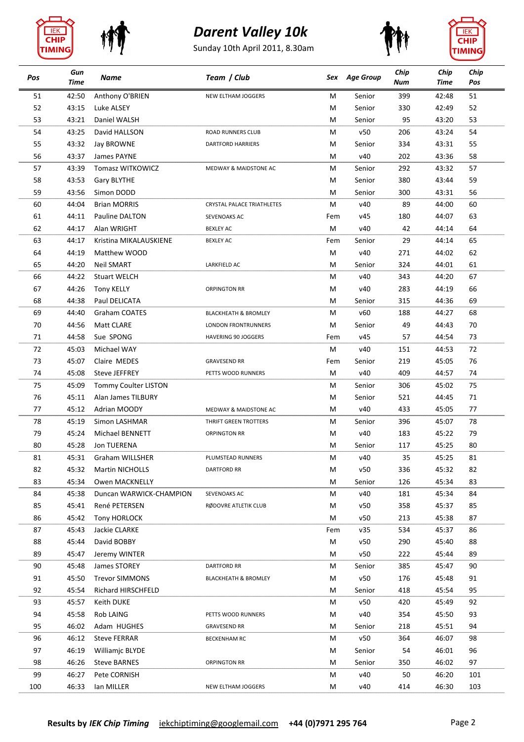# Darent Valley 10k

Sunday 10th April 2011, 8.30am

| Pos | Gun Time | Name | Team / Club | Sex | Age Group | Chip Num | Chip Time | Chip Pos |
|---|---|---|---|---|---|---|---|---|
| 51 | 42:50 | Anthony O'BRIEN | NEW ELTHAM JOGGERS | M | Senior | 399 | 42:48 | 51 |
| 52 | 43:15 | Luke ALSEY | | M | Senior | 330 | 42:49 | 52 |
| 53 | 43:21 | Daniel WALSH | | M | Senior | 95 | 43:20 | 53 |
| 54 | 43:25 | David HALLSON | ROAD RUNNERS CLUB | M | v50 | 206 | 43:24 | 54 |
| 55 | 43:32 | Jay BROWNE | DARTFORD HARRIERS | M | Senior | 334 | 43:31 | 55 |
| 56 | 43:37 | James PAYNE | | M | v40 | 202 | 43:36 | 58 |
| 57 | 43:39 | Tomasz WITKOWICZ | MEDWAY & MAIDSTONE AC | M | Senior | 292 | 43:32 | 57 |
| 58 | 43:53 | Gary BLYTHE | | M | Senior | 380 | 43:44 | 59 |
| 59 | 43:56 | Simon DODD | | M | Senior | 300 | 43:31 | 56 |
| 60 | 44:04 | Brian MORRIS | CRYSTAL PALACE TRIATHLETES | M | v40 | 89 | 44:00 | 60 |
| 61 | 44:11 | Pauline DALTON | SEVENOAKS AC | Fem | v45 | 180 | 44:07 | 63 |
| 62 | 44:17 | Alan WRIGHT | BEXLEY AC | M | v40 | 42 | 44:14 | 64 |
| 63 | 44:17 | Kristina MIKALAUSKIENE | BEXLEY AC | Fem | Senior | 29 | 44:14 | 65 |
| 64 | 44:19 | Matthew WOOD | | M | v40 | 271 | 44:02 | 62 |
| 65 | 44:20 | Neil SMART | LARKFIELD AC | M | Senior | 324 | 44:01 | 61 |
| 66 | 44:22 | Stuart WELCH | | M | v40 | 343 | 44:20 | 67 |
| 67 | 44:26 | Tony KELLY | ORPINGTON RR | M | v40 | 283 | 44:19 | 66 |
| 68 | 44:38 | Paul DELICATA | | M | Senior | 315 | 44:36 | 69 |
| 69 | 44:40 | Graham COATES | BLACKHEATH & BROMLEY | M | v60 | 188 | 44:27 | 68 |
| 70 | 44:56 | Matt CLARE | LONDON FRONTRUNNERS | M | Senior | 49 | 44:43 | 70 |
| 71 | 44:58 | Sue SPONG | HAVERING 90 JOGGERS | Fem | v45 | 57 | 44:54 | 73 |
| 72 | 45:03 | Michael WAY | | M | v40 | 151 | 44:53 | 72 |
| 73 | 45:07 | Claire MEDES | GRAVESEND RR | Fem | Senior | 219 | 45:05 | 76 |
| 74 | 45:08 | Steve JEFFREY | PETTS WOOD RUNNERS | M | v40 | 409 | 44:57 | 74 |
| 75 | 45:09 | Tommy Coulter LISTON | | M | Senior | 306 | 45:02 | 75 |
| 76 | 45:11 | Alan James TILBURY | | M | Senior | 521 | 44:45 | 71 |
| 77 | 45:12 | Adrian MOODY | MEDWAY & MAIDSTONE AC | M | v40 | 433 | 45:05 | 77 |
| 78 | 45:19 | Simon LASHMAR | THRIFT GREEN TROTTERS | M | Senior | 396 | 45:07 | 78 |
| 79 | 45:24 | Michael BENNETT | ORPINGTON RR | M | v40 | 183 | 45:22 | 79 |
| 80 | 45:28 | Jon TUERENA | | M | Senior | 117 | 45:25 | 80 |
| 81 | 45:31 | Graham WILLSHER | PLUMSTEAD RUNNERS | M | v40 | 35 | 45:25 | 81 |
| 82 | 45:32 | Martin NICHOLLS | DARTFORD RR | M | v50 | 336 | 45:32 | 82 |
| 83 | 45:34 | Owen MACKNELLY | | M | Senior | 126 | 45:34 | 83 |
| 84 | 45:38 | Duncan WARWICK-CHAMPION | SEVENOAKS AC | M | v40 | 181 | 45:34 | 84 |
| 85 | 45:41 | René PETERSEN | RØDOVRE ATLETIK CLUB | M | v50 | 358 | 45:37 | 85 |
| 86 | 45:42 | Tony HORLOCK | | M | v50 | 213 | 45:38 | 87 |
| 87 | 45:43 | Jackie CLARKE | | Fem | v35 | 534 | 45:37 | 86 |
| 88 | 45:44 | David BOBBY | | M | v50 | 290 | 45:40 | 88 |
| 89 | 45:47 | Jeremy WINTER | | M | v50 | 222 | 45:44 | 89 |
| 90 | 45:48 | James STOREY | DARTFORD RR | M | Senior | 385 | 45:47 | 90 |
| 91 | 45:50 | Trevor SIMMONS | BLACKHEATH & BROMLEY | M | v50 | 176 | 45:48 | 91 |
| 92 | 45:54 | Richard HIRSCHFELD | | M | Senior | 418 | 45:54 | 95 |
| 93 | 45:57 | Keith DUKE | | M | v50 | 420 | 45:49 | 92 |
| 94 | 45:58 | Rob LAING | PETTS WOOD RUNNERS | M | v40 | 354 | 45:50 | 93 |
| 95 | 46:02 | Adam HUGHES | GRAVESEND RR | M | Senior | 218 | 45:51 | 94 |
| 96 | 46:12 | Steve FERRAR | BECKENHAM RC | M | v50 | 364 | 46:07 | 98 |
| 97 | 46:19 | Williamjc BLYDE | | M | Senior | 54 | 46:01 | 96 |
| 98 | 46:26 | Steve BARNES | ORPINGTON RR | M | Senior | 350 | 46:02 | 97 |
| 99 | 46:27 | Pete CORNISH | | M | v40 | 50 | 46:20 | 101 |
| 100 | 46:33 | Ian MILLER | NEW ELTHAM JOGGERS | M | v40 | 414 | 46:30 | 103 |

**Results by *IEK Chip Timing*** iekchiptiming@googlemail.com **+44 (0)7971 295 764**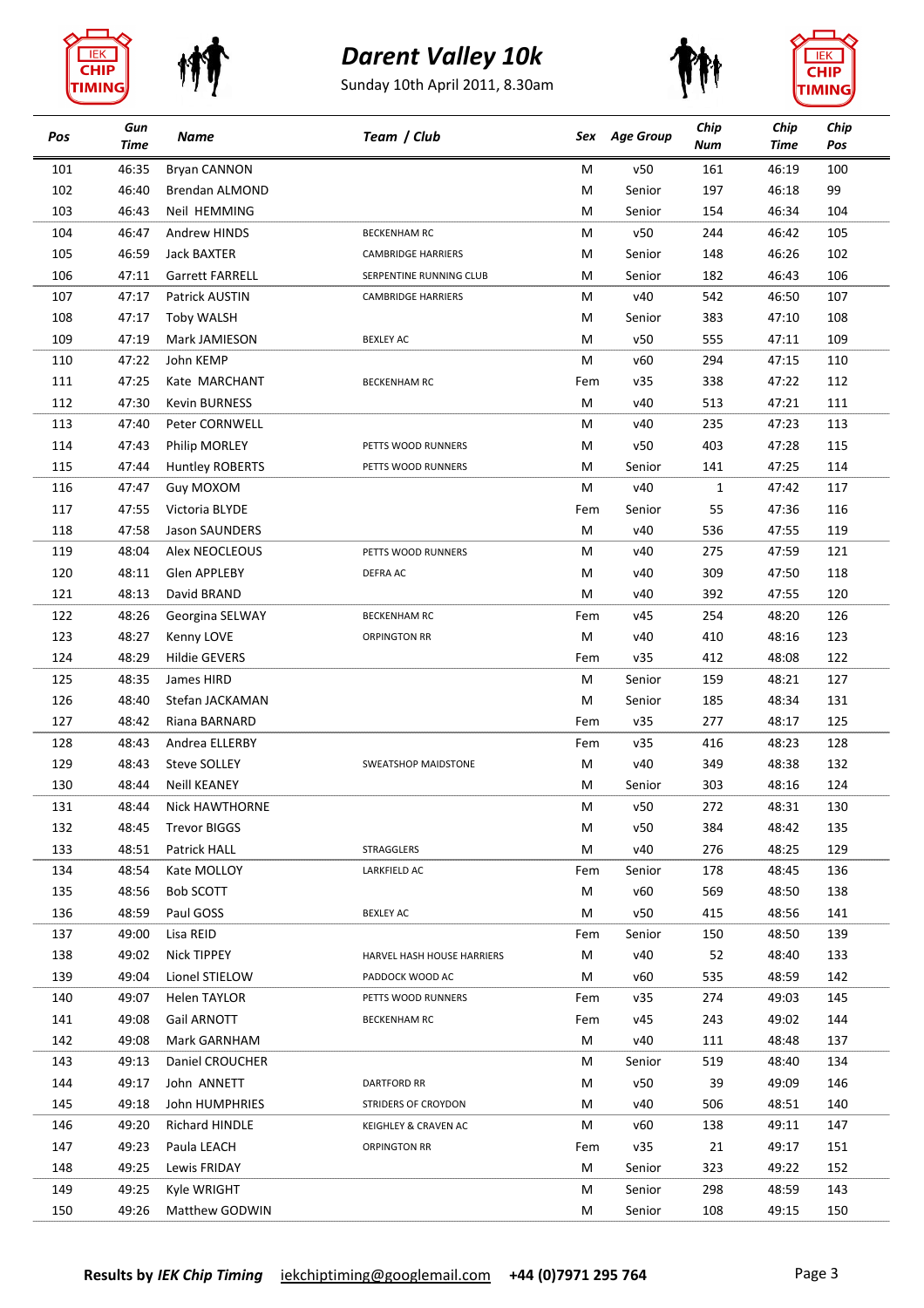# Darent Valley 10k

Sunday 10th April 2011, 8.30am

| Pos | Gun Time | Name | Team / Club | Sex | Age Group | Chip Num | Chip Time | Chip Pos |
|---|---|---|---|---|---|---|---|---|
| 101 | 46:35 | Bryan CANNON | | M | v50 | 161 | 46:19 | 100 |
| 102 | 46:40 | Brendan ALMOND | | M | Senior | 197 | 46:18 | 99 |
| 103 | 46:43 | Neil HEMMING | | M | Senior | 154 | 46:34 | 104 |
| 104 | 46:47 | Andrew HINDS | BECKENHAM RC | M | v50 | 244 | 46:42 | 105 |
| 105 | 46:59 | Jack BAXTER | CAMBRIDGE HARRIERS | M | Senior | 148 | 46:26 | 102 |
| 106 | 47:11 | Garrett FARRELL | SERPENTINE RUNNING CLUB | M | Senior | 182 | 46:43 | 106 |
| 107 | 47:17 | Patrick AUSTIN | CAMBRIDGE HARRIERS | M | v40 | 542 | 46:50 | 107 |
| 108 | 47:17 | Toby WALSH | | M | Senior | 383 | 47:10 | 108 |
| 109 | 47:19 | Mark JAMIESON | BEXLEY AC | M | v50 | 555 | 47:11 | 109 |
| 110 | 47:22 | John KEMP | | M | v60 | 294 | 47:15 | 110 |
| 111 | 47:25 | Kate MARCHANT | BECKENHAM RC | Fem | v35 | 338 | 47:22 | 112 |
| 112 | 47:30 | Kevin BURNESS | | M | v40 | 513 | 47:21 | 111 |
| 113 | 47:40 | Peter CORNWELL | | M | v40 | 235 | 47:23 | 113 |
| 114 | 47:43 | Philip MORLEY | PETTS WOOD RUNNERS | M | v50 | 403 | 47:28 | 115 |
| 115 | 47:44 | Huntley ROBERTS | PETTS WOOD RUNNERS | M | Senior | 141 | 47:25 | 114 |
| 116 | 47:47 | Guy MOXOM | | M | v40 | 1 | 47:42 | 117 |
| 117 | 47:55 | Victoria BLYDE | | Fem | Senior | 55 | 47:36 | 116 |
| 118 | 47:58 | Jason SAUNDERS | | M | v40 | 536 | 47:55 | 119 |
| 119 | 48:04 | Alex NEOCLEOUS | PETTS WOOD RUNNERS | M | v40 | 275 | 47:59 | 121 |
| 120 | 48:11 | Glen APPLEBY | DEFRA AC | M | v40 | 309 | 47:50 | 118 |
| 121 | 48:13 | David BRAND | | M | v40 | 392 | 47:55 | 120 |
| 122 | 48:26 | Georgina SELWAY | BECKENHAM RC | Fem | v45 | 254 | 48:20 | 126 |
| 123 | 48:27 | Kenny LOVE | ORPINGTON RR | M | v40 | 410 | 48:16 | 123 |
| 124 | 48:29 | Hildie GEVERS | | Fem | v35 | 412 | 48:08 | 122 |
| 125 | 48:35 | James HIRD | | M | Senior | 159 | 48:21 | 127 |
| 126 | 48:40 | Stefan JACKAMAN | | M | Senior | 185 | 48:34 | 131 |
| 127 | 48:42 | Riana BARNARD | | Fem | v35 | 277 | 48:17 | 125 |
| 128 | 48:43 | Andrea ELLERBY | | Fem | v35 | 416 | 48:23 | 128 |
| 129 | 48:43 | Steve SOLLEY | SWEATSHOP MAIDSTONE | M | v40 | 349 | 48:38 | 132 |
| 130 | 48:44 | Neill KEANEY | | M | Senior | 303 | 48:16 | 124 |
| 131 | 48:44 | Nick HAWTHORNE | | M | v50 | 272 | 48:31 | 130 |
| 132 | 48:45 | Trevor BIGGS | | M | v50 | 384 | 48:42 | 135 |
| 133 | 48:51 | Patrick HALL | STRAGGLERS | M | v40 | 276 | 48:25 | 129 |
| 134 | 48:54 | Kate MOLLOY | LARKFIELD AC | Fem | Senior | 178 | 48:45 | 136 |
| 135 | 48:56 | Bob SCOTT | | M | v60 | 569 | 48:50 | 138 |
| 136 | 48:59 | Paul GOSS | BEXLEY AC | M | v50 | 415 | 48:56 | 141 |
| 137 | 49:00 | Lisa REID | | Fem | Senior | 150 | 48:50 | 139 |
| 138 | 49:02 | Nick TIPPEY | HARVEL HASH HOUSE HARRIERS | M | v40 | 52 | 48:40 | 133 |
| 139 | 49:04 | Lionel STIELOW | PADDOCK WOOD AC | M | v60 | 535 | 48:59 | 142 |
| 140 | 49:07 | Helen TAYLOR | PETTS WOOD RUNNERS | Fem | v35 | 274 | 49:03 | 145 |
| 141 | 49:08 | Gail ARNOTT | BECKENHAM RC | Fem | v45 | 243 | 49:02 | 144 |
| 142 | 49:08 | Mark GARNHAM | | M | v40 | 111 | 48:48 | 137 |
| 143 | 49:13 | Daniel CROUCHER | | M | Senior | 519 | 48:40 | 134 |
| 144 | 49:17 | John ANNETT | DARTFORD RR | M | v50 | 39 | 49:09 | 146 |
| 145 | 49:18 | John HUMPHRIES | STRIDERS OF CROYDON | M | v40 | 506 | 48:51 | 140 |
| 146 | 49:20 | Richard HINDLE | KEIGHLEY & CRAVEN AC | M | v60 | 138 | 49:11 | 147 |
| 147 | 49:23 | Paula LEACH | ORPINGTON RR | Fem | v35 | 21 | 49:17 | 151 |
| 148 | 49:25 | Lewis FRIDAY | | M | Senior | 323 | 49:22 | 152 |
| 149 | 49:25 | Kyle WRIGHT | | M | Senior | 298 | 48:59 | 143 |
| 150 | 49:26 | Matthew GODWIN | | M | Senior | 108 | 49:15 | 150 |

**Results by *IEK Chip Timing*** iekchiptiming@googlemail.com **+44 (0)7971 295 764**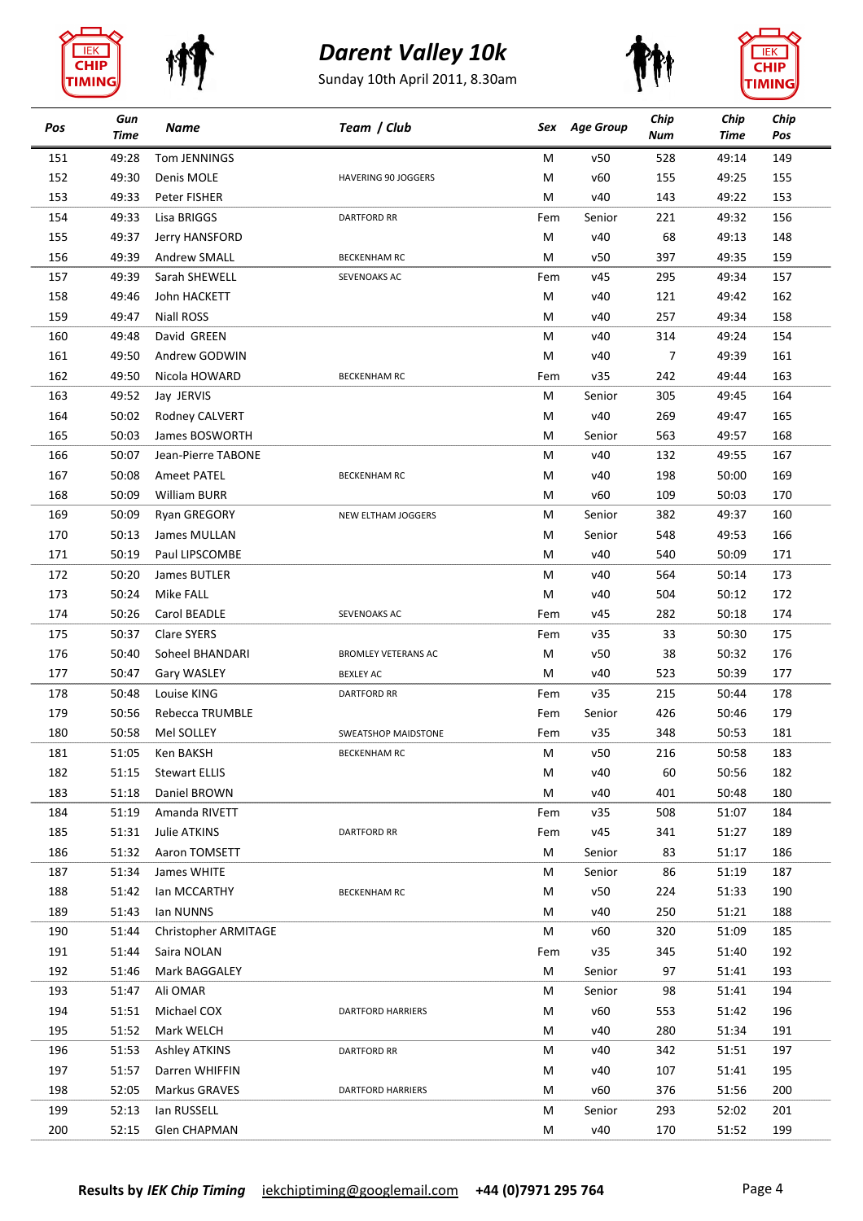# Darent Valley 10k

Sunday 10th April 2011, 8.30am

| Pos | Gun Time | Name | Team / Club | Sex | Age Group | Chip Num | Chip Time | Chip Pos |
|---|---|---|---|---|---|---|---|---|
| 151 | 49:28 | Tom JENNINGS | | M | v50 | 528 | 49:14 | 149 |
| 152 | 49:30 | Denis MOLE | HAVERING 90 JOGGERS | M | v60 | 155 | 49:25 | 155 |
| 153 | 49:33 | Peter FISHER | | M | v40 | 143 | 49:22 | 153 |
| 154 | 49:33 | Lisa BRIGGS | DARTFORD RR | Fem | Senior | 221 | 49:32 | 156 |
| 155 | 49:37 | Jerry HANSFORD | | M | v40 | 68 | 49:13 | 148 |
| 156 | 49:39 | Andrew SMALL | BECKENHAM RC | M | v50 | 397 | 49:35 | 159 |
| 157 | 49:39 | Sarah SHEWELL | SEVENOAKS AC | Fem | v45 | 295 | 49:34 | 157 |
| 158 | 49:46 | John HACKETT | | M | v40 | 121 | 49:42 | 162 |
| 159 | 49:47 | Niall ROSS | | M | v40 | 257 | 49:34 | 158 |
| 160 | 49:48 | David GREEN | | M | v40 | 314 | 49:24 | 154 |
| 161 | 49:50 | Andrew GODWIN | | M | v40 | 7 | 49:39 | 161 |
| 162 | 49:50 | Nicola HOWARD | BECKENHAM RC | Fem | v35 | 242 | 49:44 | 163 |
| 163 | 49:52 | Jay JERVIS | | M | Senior | 305 | 49:45 | 164 |
| 164 | 50:02 | Rodney CALVERT | | M | v40 | 269 | 49:47 | 165 |
| 165 | 50:03 | James BOSWORTH | | M | Senior | 563 | 49:57 | 168 |
| 166 | 50:07 | Jean-Pierre TABONE | | M | v40 | 132 | 49:55 | 167 |
| 167 | 50:08 | Ameet PATEL | BECKENHAM RC | M | v40 | 198 | 50:00 | 169 |
| 168 | 50:09 | William BURR | | M | v60 | 109 | 50:03 | 170 |
| 169 | 50:09 | Ryan GREGORY | NEW ELTHAM JOGGERS | M | Senior | 382 | 49:37 | 160 |
| 170 | 50:13 | James MULLAN | | M | Senior | 548 | 49:53 | 166 |
| 171 | 50:19 | Paul LIPSCOMBE | | M | v40 | 540 | 50:09 | 171 |
| 172 | 50:20 | James BUTLER | | M | v40 | 564 | 50:14 | 173 |
| 173 | 50:24 | Mike FALL | | M | v40 | 504 | 50:12 | 172 |
| 174 | 50:26 | Carol BEADLE | SEVENOAKS AC | Fem | v45 | 282 | 50:18 | 174 |
| 175 | 50:37 | Clare SYERS | | Fem | v35 | 33 | 50:30 | 175 |
| 176 | 50:40 | Soheel BHANDARI | BROMLEY VETERANS AC | M | v50 | 38 | 50:32 | 176 |
| 177 | 50:47 | Gary WASLEY | BEXLEY AC | M | v40 | 523 | 50:39 | 177 |
| 178 | 50:48 | Louise KING | DARTFORD RR | Fem | v35 | 215 | 50:44 | 178 |
| 179 | 50:56 | Rebecca TRUMBLE | | Fem | Senior | 426 | 50:46 | 179 |
| 180 | 50:58 | Mel SOLLEY | SWEATSHOP MAIDSTONE | Fem | v35 | 348 | 50:53 | 181 |
| 181 | 51:05 | Ken BAKSH | BECKENHAM RC | M | v50 | 216 | 50:58 | 183 |
| 182 | 51:15 | Stewart ELLIS | | M | v40 | 60 | 50:56 | 182 |
| 183 | 51:18 | Daniel BROWN | | M | v40 | 401 | 50:48 | 180 |
| 184 | 51:19 | Amanda RIVETT | | Fem | v35 | 508 | 51:07 | 184 |
| 185 | 51:31 | Julie ATKINS | DARTFORD RR | Fem | v45 | 341 | 51:27 | 189 |
| 186 | 51:32 | Aaron TOMSETT | | M | Senior | 83 | 51:17 | 186 |
| 187 | 51:34 | James WHITE | | M | Senior | 86 | 51:19 | 187 |
| 188 | 51:42 | Ian MCCARTHY | BECKENHAM RC | M | v50 | 224 | 51:33 | 190 |
| 189 | 51:43 | Ian NUNNS | | M | v40 | 250 | 51:21 | 188 |
| 190 | 51:44 | Christopher ARMITAGE | | M | v60 | 320 | 51:09 | 185 |
| 191 | 51:44 | Saira NOLAN | | Fem | v35 | 345 | 51:40 | 192 |
| 192 | 51:46 | Mark BAGGALEY | | M | Senior | 97 | 51:41 | 193 |
| 193 | 51:47 | Ali OMAR | | M | Senior | 98 | 51:41 | 194 |
| 194 | 51:51 | Michael COX | DARTFORD HARRIERS | M | v60 | 553 | 51:42 | 196 |
| 195 | 51:52 | Mark WELCH | | M | v40 | 280 | 51:34 | 191 |
| 196 | 51:53 | Ashley ATKINS | DARTFORD RR | M | v40 | 342 | 51:51 | 197 |
| 197 | 51:57 | Darren WHIFFIN | | M | v40 | 107 | 51:41 | 195 |
| 198 | 52:05 | Markus GRAVES | DARTFORD HARRIERS | M | v60 | 376 | 51:56 | 200 |
| 199 | 52:13 | Ian RUSSELL | | M | Senior | 293 | 52:02 | 201 |
| 200 | 52:15 | Glen CHAPMAN | | M | v40 | 170 | 51:52 | 199 |

**Results by *IEK Chip Timing*** iekchiptiming@googlemail.com **+44 (0)7971 295 764**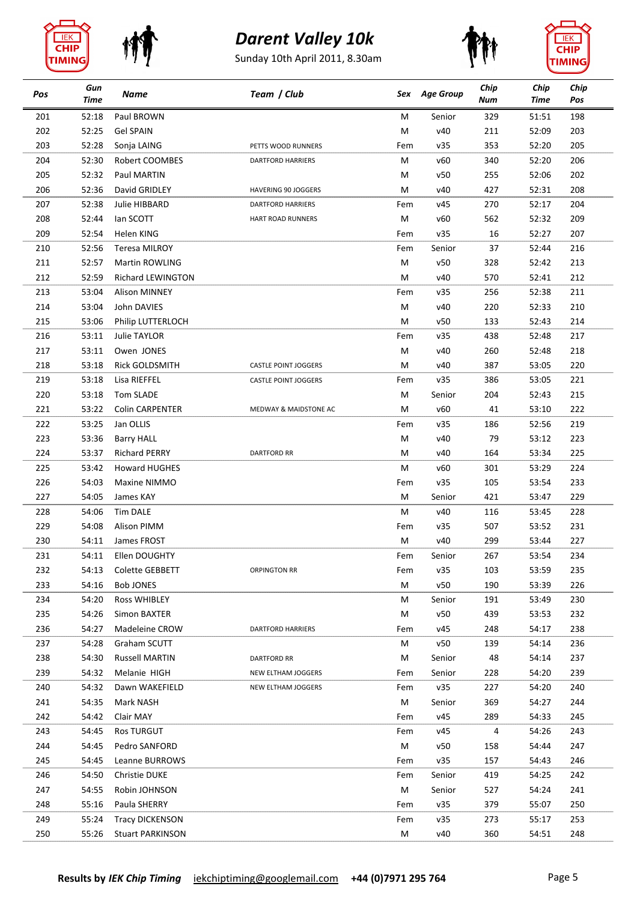# Darent Valley 10k

Sunday 10th April 2011, 8.30am

| Pos | Gun Time | Name | Team / Club | Sex | Age Group | Chip Num | Chip Time | Chip Pos |
|---|---|---|---|---|---|---|---|---|
| 201 | 52:18 | Paul BROWN | | M | Senior | 329 | 51:51 | 198 |
| 202 | 52:25 | Gel SPAIN | | M | v40 | 211 | 52:09 | 203 |
| 203 | 52:28 | Sonja LAING | PETTS WOOD RUNNERS | Fem | v35 | 353 | 52:20 | 205 |
| 204 | 52:30 | Robert COOMBES | DARTFORD HARRIERS | M | v60 | 340 | 52:20 | 206 |
| 205 | 52:32 | Paul MARTIN | | M | v50 | 255 | 52:06 | 202 |
| 206 | 52:36 | David GRIDLEY | HAVERING 90 JOGGERS | M | v40 | 427 | 52:31 | 208 |
| 207 | 52:38 | Julie HIBBARD | DARTFORD HARRIERS | Fem | v45 | 270 | 52:17 | 204 |
| 208 | 52:44 | Ian SCOTT | HART ROAD RUNNERS | M | v60 | 562 | 52:32 | 209 |
| 209 | 52:54 | Helen KING | | Fem | v35 | 16 | 52:27 | 207 |
| 210 | 52:56 | Teresa MILROY | | Fem | Senior | 37 | 52:44 | 216 |
| 211 | 52:57 | Martin ROWLING | | M | v50 | 328 | 52:42 | 213 |
| 212 | 52:59 | Richard LEWINGTON | | M | v40 | 570 | 52:41 | 212 |
| 213 | 53:04 | Alison MINNEY | | Fem | v35 | 256 | 52:38 | 211 |
| 214 | 53:04 | John DAVIES | | M | v40 | 220 | 52:33 | 210 |
| 215 | 53:06 | Philip LUTTERLOCH | | M | v50 | 133 | 52:43 | 214 |
| 216 | 53:11 | Julie TAYLOR | | Fem | v35 | 438 | 52:48 | 217 |
| 217 | 53:11 | Owen JONES | | M | v40 | 260 | 52:48 | 218 |
| 218 | 53:18 | Rick GOLDSMITH | CASTLE POINT JOGGERS | M | v40 | 387 | 53:05 | 220 |
| 219 | 53:18 | Lisa RIEFFEL | CASTLE POINT JOGGERS | Fem | v35 | 386 | 53:05 | 221 |
| 220 | 53:18 | Tom SLADE | | M | Senior | 204 | 52:43 | 215 |
| 221 | 53:22 | Colin CARPENTER | MEDWAY & MAIDSTONE AC | M | v60 | 41 | 53:10 | 222 |
| 222 | 53:25 | Jan OLLIS | | Fem | v35 | 186 | 52:56 | 219 |
| 223 | 53:36 | Barry HALL | | M | v40 | 79 | 53:12 | 223 |
| 224 | 53:37 | Richard PERRY | DARTFORD RR | M | v40 | 164 | 53:34 | 225 |
| 225 | 53:42 | Howard HUGHES | | M | v60 | 301 | 53:29 | 224 |
| 226 | 54:03 | Maxine NIMMO | | Fem | v35 | 105 | 53:54 | 233 |
| 227 | 54:05 | James KAY | | M | Senior | 421 | 53:47 | 229 |
| 228 | 54:06 | Tim DALE | | M | v40 | 116 | 53:45 | 228 |
| 229 | 54:08 | Alison PIMM | | Fem | v35 | 507 | 53:52 | 231 |
| 230 | 54:11 | James FROST | | M | v40 | 299 | 53:44 | 227 |
| 231 | 54:11 | Ellen DOUGHTY | | Fem | Senior | 267 | 53:54 | 234 |
| 232 | 54:13 | Colette GEBBETT | ORPINGTON RR | Fem | v35 | 103 | 53:59 | 235 |
| 233 | 54:16 | Bob JONES | | M | v50 | 190 | 53:39 | 226 |
| 234 | 54:20 | Ross WHIBLEY | | M | Senior | 191 | 53:49 | 230 |
| 235 | 54:26 | Simon BAXTER | | M | v50 | 439 | 53:53 | 232 |
| 236 | 54:27 | Madeleine CROW | DARTFORD HARRIERS | Fem | v45 | 248 | 54:17 | 238 |
| 237 | 54:28 | Graham SCUTT | | M | v50 | 139 | 54:14 | 236 |
| 238 | 54:30 | Russell MARTIN | DARTFORD RR | M | Senior | 48 | 54:14 | 237 |
| 239 | 54:32 | Melanie HIGH | NEW ELTHAM JOGGERS | Fem | Senior | 228 | 54:20 | 239 |
| 240 | 54:32 | Dawn WAKEFIELD | NEW ELTHAM JOGGERS | Fem | v35 | 227 | 54:20 | 240 |
| 241 | 54:35 | Mark NASH | | M | Senior | 369 | 54:27 | 244 |
| 242 | 54:42 | Clair MAY | | Fem | v45 | 289 | 54:33 | 245 |
| 243 | 54:45 | Ros TURGUT | | Fem | v45 | 4 | 54:26 | 243 |
| 244 | 54:45 | Pedro SANFORD | | M | v50 | 158 | 54:44 | 247 |
| 245 | 54:45 | Leanne BURROWS | | Fem | v35 | 157 | 54:43 | 246 |
| 246 | 54:50 | Christie DUKE | | Fem | Senior | 419 | 54:25 | 242 |
| 247 | 54:55 | Robin JOHNSON | | M | Senior | 527 | 54:24 | 241 |
| 248 | 55:16 | Paula SHERRY | | Fem | v35 | 379 | 55:07 | 250 |
| 249 | 55:24 | Tracy DICKENSON | | Fem | v35 | 273 | 55:17 | 253 |
| 250 | 55:26 | Stuart PARKINSON | | M | v40 | 360 | 54:51 | 248 |

**Results by *IEK Chip Timing*** iekchiptiming@googlemail.com **+44 (0)7971 295 764**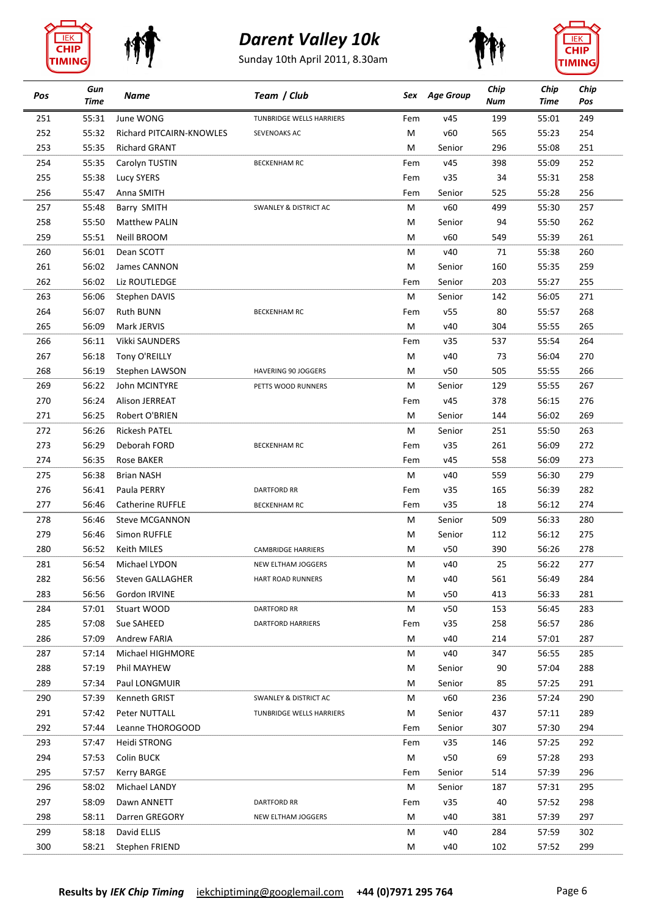# Darent Valley 10k

Sunday 10th April 2011, 8.30am

| Pos | Gun Time | Name | Team / Club | Sex | Age Group | Chip Num | Chip Time | Chip Pos |
|---|---|---|---|---|---|---|---|---|
| 251 | 55:31 | June WONG | TUNBRIDGE WELLS HARRIERS | Fem | v45 | 199 | 55:01 | 249 |
| 252 | 55:32 | Richard PITCAIRN-KNOWLES | SEVENOAKS AC | M | v60 | 565 | 55:23 | 254 |
| 253 | 55:35 | Richard GRANT | | M | Senior | 296 | 55:08 | 251 |
| 254 | 55:35 | Carolyn TUSTIN | BECKENHAM RC | Fem | v45 | 398 | 55:09 | 252 |
| 255 | 55:38 | Lucy SYERS | | Fem | v35 | 34 | 55:31 | 258 |
| 256 | 55:47 | Anna SMITH | | Fem | Senior | 525 | 55:28 | 256 |
| 257 | 55:48 | Barry SMITH | SWANLEY & DISTRICT AC | M | v60 | 499 | 55:30 | 257 |
| 258 | 55:50 | Matthew PALIN | | M | Senior | 94 | 55:50 | 262 |
| 259 | 55:51 | Neill BROOM | | M | v60 | 549 | 55:39 | 261 |
| 260 | 56:01 | Dean SCOTT | | M | v40 | 71 | 55:38 | 260 |
| 261 | 56:02 | James CANNON | | M | Senior | 160 | 55:35 | 259 |
| 262 | 56:02 | Liz ROUTLEDGE | | Fem | Senior | 203 | 55:27 | 255 |
| 263 | 56:06 | Stephen DAVIS | | M | Senior | 142 | 56:05 | 271 |
| 264 | 56:07 | Ruth BUNN | BECKENHAM RC | Fem | v55 | 80 | 55:57 | 268 |
| 265 | 56:09 | Mark JERVIS | | M | v40 | 304 | 55:55 | 265 |
| 266 | 56:11 | Vikki SAUNDERS | | Fem | v35 | 537 | 55:54 | 264 |
| 267 | 56:18 | Tony O'REILLY | | M | v40 | 73 | 56:04 | 270 |
| 268 | 56:19 | Stephen LAWSON | HAVERING 90 JOGGERS | M | v50 | 505 | 55:55 | 266 |
| 269 | 56:22 | John MCINTYRE | PETTS WOOD RUNNERS | M | Senior | 129 | 55:55 | 267 |
| 270 | 56:24 | Alison JERREAT | | Fem | v45 | 378 | 56:15 | 276 |
| 271 | 56:25 | Robert O'BRIEN | | M | Senior | 144 | 56:02 | 269 |
| 272 | 56:26 | Rickesh PATEL | | M | Senior | 251 | 55:50 | 263 |
| 273 | 56:29 | Deborah FORD | BECKENHAM RC | Fem | v35 | 261 | 56:09 | 272 |
| 274 | 56:35 | Rose BAKER | | Fem | v45 | 558 | 56:09 | 273 |
| 275 | 56:38 | Brian NASH | | M | v40 | 559 | 56:30 | 279 |
| 276 | 56:41 | Paula PERRY | DARTFORD RR | Fem | v35 | 165 | 56:39 | 282 |
| 277 | 56:46 | Catherine RUFFLE | BECKENHAM RC | Fem | v35 | 18 | 56:12 | 274 |
| 278 | 56:46 | Steve MCGANNON | | M | Senior | 509 | 56:33 | 280 |
| 279 | 56:46 | Simon RUFFLE | | M | Senior | 112 | 56:12 | 275 |
| 280 | 56:52 | Keith MILES | CAMBRIDGE HARRIERS | M | v50 | 390 | 56:26 | 278 |
| 281 | 56:54 | Michael LYDON | NEW ELTHAM JOGGERS | M | v40 | 25 | 56:22 | 277 |
| 282 | 56:56 | Steven GALLAGHER | HART ROAD RUNNERS | M | v40 | 561 | 56:49 | 284 |
| 283 | 56:56 | Gordon IRVINE | | M | v50 | 413 | 56:33 | 281 |
| 284 | 57:01 | Stuart WOOD | DARTFORD RR | M | v50 | 153 | 56:45 | 283 |
| 285 | 57:08 | Sue SAHEED | DARTFORD HARRIERS | Fem | v35 | 258 | 56:57 | 286 |
| 286 | 57:09 | Andrew FARIA | | M | v40 | 214 | 57:01 | 287 |
| 287 | 57:14 | Michael HIGHMORE | | M | v40 | 347 | 56:55 | 285 |
| 288 | 57:19 | Phil MAYHEW | | M | Senior | 90 | 57:04 | 288 |
| 289 | 57:34 | Paul LONGMUIR | | M | Senior | 85 | 57:25 | 291 |
| 290 | 57:39 | Kenneth GRIST | SWANLEY & DISTRICT AC | M | v60 | 236 | 57:24 | 290 |
| 291 | 57:42 | Peter NUTTALL | TUNBRIDGE WELLS HARRIERS | M | Senior | 437 | 57:11 | 289 |
| 292 | 57:44 | Leanne THOROGOOD | | Fem | Senior | 307 | 57:30 | 294 |
| 293 | 57:47 | Heidi STRONG | | Fem | v35 | 146 | 57:25 | 292 |
| 294 | 57:53 | Colin BUCK | | M | v50 | 69 | 57:28 | 293 |
| 295 | 57:57 | Kerry BARGE | | Fem | Senior | 514 | 57:39 | 296 |
| 296 | 58:02 | Michael LANDY | | M | Senior | 187 | 57:31 | 295 |
| 297 | 58:09 | Dawn ANNETT | DARTFORD RR | Fem | v35 | 40 | 57:52 | 298 |
| 298 | 58:11 | Darren GREGORY | NEW ELTHAM JOGGERS | M | v40 | 381 | 57:39 | 297 |
| 299 | 58:18 | David ELLIS | | M | v40 | 284 | 57:59 | 302 |
| 300 | 58:21 | Stephen FRIEND | | M | v40 | 102 | 57:52 | 299 |

**Results by *IEK Chip Timing*** iekchiptiming@googlemail.com **+44 (0)7971 295 764**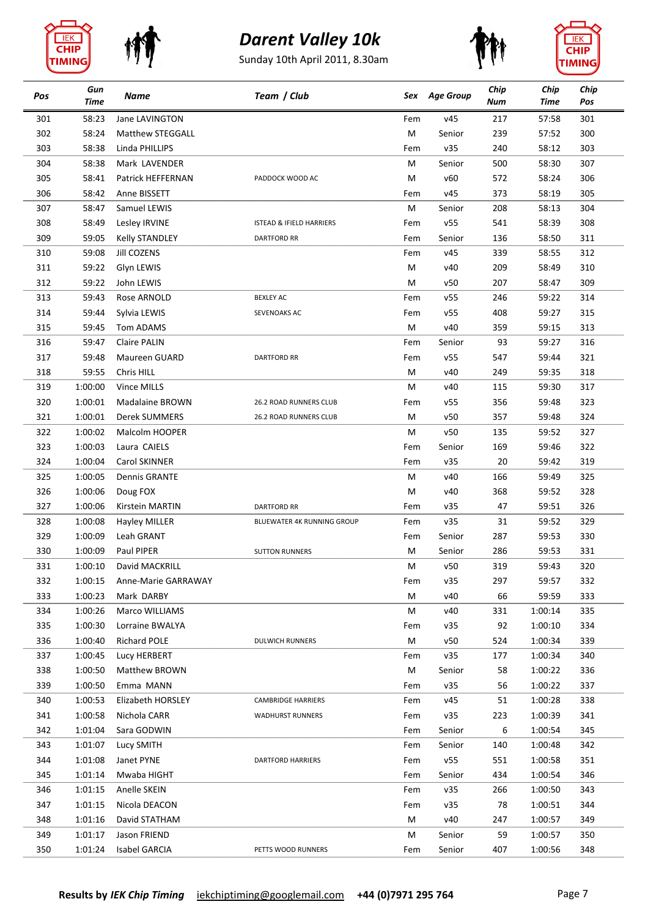# Darent Valley 10k

Sunday 10th April 2011, 8.30am

| Pos | Gun Time | Name | Team / Club | Sex | Age Group | Chip Num | Chip Time | Chip Pos |
|---|---|---|---|---|---|---|---|---|
| 301 | 58:23 | Jane LAVINGTON | | Fem | v45 | 217 | 57:58 | 301 |
| 302 | 58:24 | Matthew STEGGALL | | M | Senior | 239 | 57:52 | 300 |
| 303 | 58:38 | Linda PHILLIPS | | Fem | v35 | 240 | 58:12 | 303 |
| 304 | 58:38 | Mark LAVENDER | | M | Senior | 500 | 58:30 | 307 |
| 305 | 58:41 | Patrick HEFFERNAN | PADDOCK WOOD AC | M | v60 | 572 | 58:24 | 306 |
| 306 | 58:42 | Anne BISSETT | | Fem | v45 | 373 | 58:19 | 305 |
| 307 | 58:47 | Samuel LEWIS | | M | Senior | 208 | 58:13 | 304 |
| 308 | 58:49 | Lesley IRVINE | ISTEAD & IFIELD HARRIERS | Fem | v55 | 541 | 58:39 | 308 |
| 309 | 59:05 | Kelly STANDLEY | DARTFORD RR | Fem | Senior | 136 | 58:50 | 311 |
| 310 | 59:08 | Jill COZENS | | Fem | v45 | 339 | 58:55 | 312 |
| 311 | 59:22 | Glyn LEWIS | | M | v40 | 209 | 58:49 | 310 |
| 312 | 59:22 | John LEWIS | | M | v50 | 207 | 58:47 | 309 |
| 313 | 59:43 | Rose ARNOLD | BEXLEY AC | Fem | v55 | 246 | 59:22 | 314 |
| 314 | 59:44 | Sylvia LEWIS | SEVENOAKS AC | Fem | v55 | 408 | 59:27 | 315 |
| 315 | 59:45 | Tom ADAMS | | M | v40 | 359 | 59:15 | 313 |
| 316 | 59:47 | Claire PALIN | | Fem | Senior | 93 | 59:27 | 316 |
| 317 | 59:48 | Maureen GUARD | DARTFORD RR | Fem | v55 | 547 | 59:44 | 321 |
| 318 | 59:55 | Chris HILL | | M | v40 | 249 | 59:35 | 318 |
| 319 | 1:00:00 | Vince MILLS | | M | v40 | 115 | 59:30 | 317 |
| 320 | 1:00:01 | Madalaine BROWN | 26.2 ROAD RUNNERS CLUB | Fem | v55 | 356 | 59:48 | 323 |
| 321 | 1:00:01 | Derek SUMMERS | 26.2 ROAD RUNNERS CLUB | M | v50 | 357 | 59:48 | 324 |
| 322 | 1:00:02 | Malcolm HOOPER | | M | v50 | 135 | 59:52 | 327 |
| 323 | 1:00:03 | Laura CAIELS | | Fem | Senior | 169 | 59:46 | 322 |
| 324 | 1:00:04 | Carol SKINNER | | Fem | v35 | 20 | 59:42 | 319 |
| 325 | 1:00:05 | Dennis GRANTE | | M | v40 | 166 | 59:49 | 325 |
| 326 | 1:00:06 | Doug FOX | | M | v40 | 368 | 59:52 | 328 |
| 327 | 1:00:06 | Kirstein MARTIN | DARTFORD RR | Fem | v35 | 47 | 59:51 | 326 |
| 328 | 1:00:08 | Hayley MILLER | BLUEWATER 4K RUNNING GROUP | Fem | v35 | 31 | 59:52 | 329 |
| 329 | 1:00:09 | Leah GRANT | | Fem | Senior | 287 | 59:53 | 330 |
| 330 | 1:00:09 | Paul PIPER | SUTTON RUNNERS | M | Senior | 286 | 59:53 | 331 |
| 331 | 1:00:10 | David MACKRILL | | M | v50 | 319 | 59:43 | 320 |
| 332 | 1:00:15 | Anne-Marie GARRAWAY | | Fem | v35 | 297 | 59:57 | 332 |
| 333 | 1:00:23 | Mark DARBY | | M | v40 | 66 | 59:59 | 333 |
| 334 | 1:00:26 | Marco WILLIAMS | | M | v40 | 331 | 1:00:14 | 335 |
| 335 | 1:00:30 | Lorraine BWALYA | | Fem | v35 | 92 | 1:00:10 | 334 |
| 336 | 1:00:40 | Richard POLE | DULWICH RUNNERS | M | v50 | 524 | 1:00:34 | 339 |
| 337 | 1:00:45 | Lucy HERBERT | | Fem | v35 | 177 | 1:00:34 | 340 |
| 338 | 1:00:50 | Matthew BROWN | | M | Senior | 58 | 1:00:22 | 336 |
| 339 | 1:00:50 | Emma MANN | | Fem | v35 | 56 | 1:00:22 | 337 |
| 340 | 1:00:53 | Elizabeth HORSLEY | CAMBRIDGE HARRIERS | Fem | v45 | 51 | 1:00:28 | 338 |
| 341 | 1:00:58 | Nichola CARR | WADHURST RUNNERS | Fem | v35 | 223 | 1:00:39 | 341 |
| 342 | 1:01:04 | Sara GODWIN | | Fem | Senior | 6 | 1:00:54 | 345 |
| 343 | 1:01:07 | Lucy SMITH | | Fem | Senior | 140 | 1:00:48 | 342 |
| 344 | 1:01:08 | Janet PYNE | DARTFORD HARRIERS | Fem | v55 | 551 | 1:00:58 | 351 |
| 345 | 1:01:14 | Mwaba HIGHT | | Fem | Senior | 434 | 1:00:54 | 346 |
| 346 | 1:01:15 | Anelle SKEIN | | Fem | v35 | 266 | 1:00:50 | 343 |
| 347 | 1:01:15 | Nicola DEACON | | Fem | v35 | 78 | 1:00:51 | 344 |
| 348 | 1:01:16 | David STATHAM | | M | v40 | 247 | 1:00:57 | 349 |
| 349 | 1:01:17 | Jason FRIEND | | M | Senior | 59 | 1:00:57 | 350 |
| 350 | 1:01:24 | Isabel GARCIA | PETTS WOOD RUNNERS | Fem | Senior | 407 | 1:00:56 | 348 |

**Results by *IEK Chip Timing*** iekchiptiming@googlemail.com **+44 (0)7971 295 764**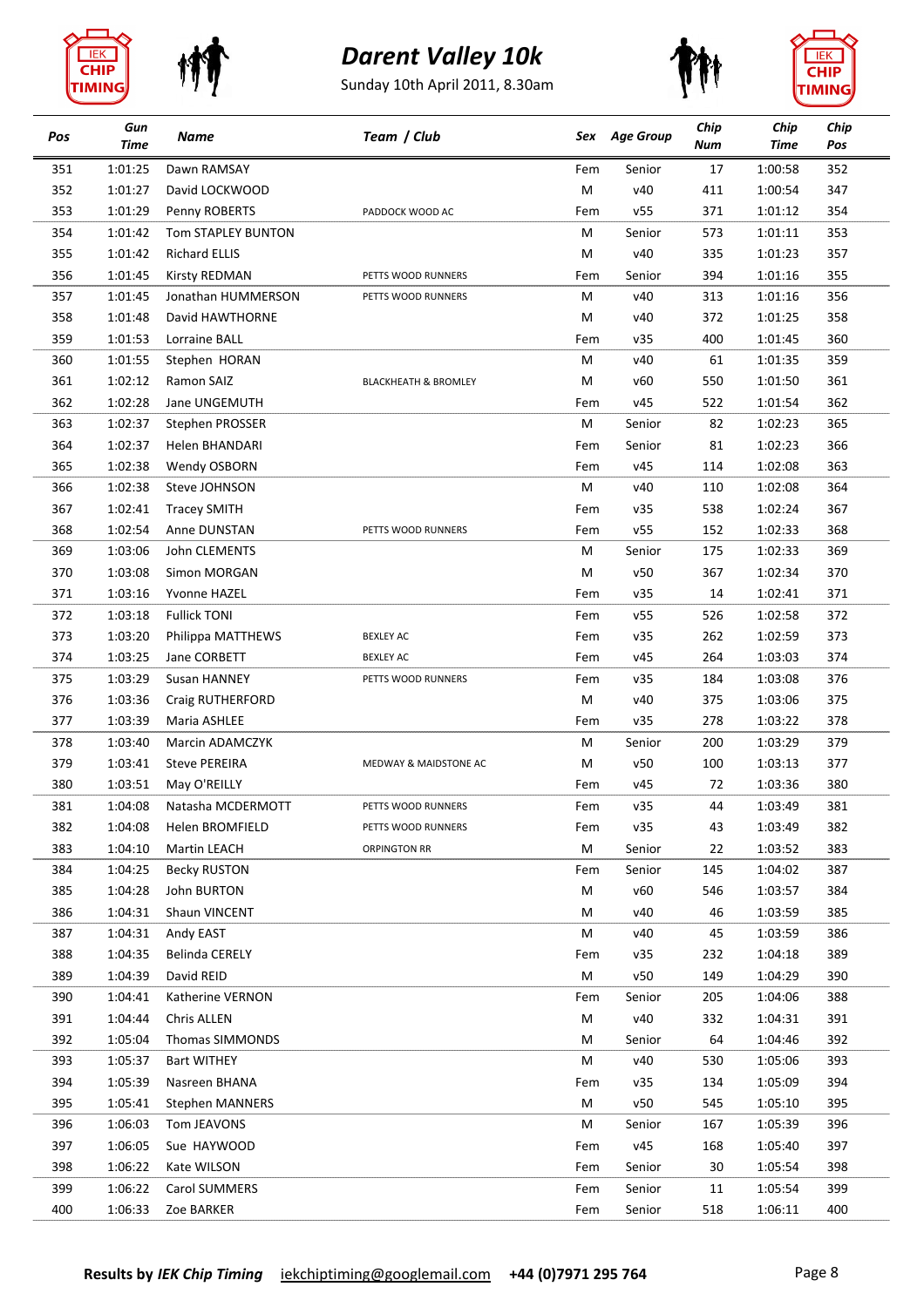# Darent Valley 10k

Sunday 10th April 2011, 8.30am

| Pos | Gun Time | Name | Team / Club | Sex | Age Group | Chip Num | Chip Time | Chip Pos |
|---|---|---|---|---|---|---|---|---|
| 351 | 1:01:25 | Dawn RAMSAY | | Fem | Senior | 17 | 1:00:58 | 352 |
| 352 | 1:01:27 | David LOCKWOOD | | M | v40 | 411 | 1:00:54 | 347 |
| 353 | 1:01:29 | Penny ROBERTS | PADDOCK WOOD AC | Fem | v55 | 371 | 1:01:12 | 354 |
| 354 | 1:01:42 | Tom STAPLEY BUNTON | | M | Senior | 573 | 1:01:11 | 353 |
| 355 | 1:01:42 | Richard ELLIS | | M | v40 | 335 | 1:01:23 | 357 |
| 356 | 1:01:45 | Kirsty REDMAN | PETTS WOOD RUNNERS | Fem | Senior | 394 | 1:01:16 | 355 |
| 357 | 1:01:45 | Jonathan HUMMERSON | PETTS WOOD RUNNERS | M | v40 | 313 | 1:01:16 | 356 |
| 358 | 1:01:48 | David HAWTHORNE | | M | v40 | 372 | 1:01:25 | 358 |
| 359 | 1:01:53 | Lorraine BALL | | Fem | v35 | 400 | 1:01:45 | 360 |
| 360 | 1:01:55 | Stephen HORAN | | M | v40 | 61 | 1:01:35 | 359 |
| 361 | 1:02:12 | Ramon SAIZ | BLACKHEATH & BROMLEY | M | v60 | 550 | 1:01:50 | 361 |
| 362 | 1:02:28 | Jane UNGEMUTH | | Fem | v45 | 522 | 1:01:54 | 362 |
| 363 | 1:02:37 | Stephen PROSSER | | M | Senior | 82 | 1:02:23 | 365 |
| 364 | 1:02:37 | Helen BHANDARI | | Fem | Senior | 81 | 1:02:23 | 366 |
| 365 | 1:02:38 | Wendy OSBORN | | Fem | v45 | 114 | 1:02:08 | 363 |
| 366 | 1:02:38 | Steve JOHNSON | | M | v40 | 110 | 1:02:08 | 364 |
| 367 | 1:02:41 | Tracey SMITH | | Fem | v35 | 538 | 1:02:24 | 367 |
| 368 | 1:02:54 | Anne DUNSTAN | PETTS WOOD RUNNERS | Fem | v55 | 152 | 1:02:33 | 368 |
| 369 | 1:03:06 | John CLEMENTS | | M | Senior | 175 | 1:02:33 | 369 |
| 370 | 1:03:08 | Simon MORGAN | | M | v50 | 367 | 1:02:34 | 370 |
| 371 | 1:03:16 | Yvonne HAZEL | | Fem | v35 | 14 | 1:02:41 | 371 |
| 372 | 1:03:18 | Fullick TONI | | Fem | v55 | 526 | 1:02:58 | 372 |
| 373 | 1:03:20 | Philippa MATTHEWS | BEXLEY AC | Fem | v35 | 262 | 1:02:59 | 373 |
| 374 | 1:03:25 | Jane CORBETT | BEXLEY AC | Fem | v45 | 264 | 1:03:03 | 374 |
| 375 | 1:03:29 | Susan HANNEY | PETTS WOOD RUNNERS | Fem | v35 | 184 | 1:03:08 | 376 |
| 376 | 1:03:36 | Craig RUTHERFORD | | M | v40 | 375 | 1:03:06 | 375 |
| 377 | 1:03:39 | Maria ASHLEE | | Fem | v35 | 278 | 1:03:22 | 378 |
| 378 | 1:03:40 | Marcin ADAMCZYK | | M | Senior | 200 | 1:03:29 | 379 |
| 379 | 1:03:41 | Steve PEREIRA | MEDWAY & MAIDSTONE AC | M | v50 | 100 | 1:03:13 | 377 |
| 380 | 1:03:51 | May O'REILLY | | Fem | v45 | 72 | 1:03:36 | 380 |
| 381 | 1:04:08 | Natasha MCDERMOTT | PETTS WOOD RUNNERS | Fem | v35 | 44 | 1:03:49 | 381 |
| 382 | 1:04:08 | Helen BROMFIELD | PETTS WOOD RUNNERS | Fem | v35 | 43 | 1:03:49 | 382 |
| 383 | 1:04:10 | Martin LEACH | ORPINGTON RR | M | Senior | 22 | 1:03:52 | 383 |
| 384 | 1:04:25 | Becky RUSTON | | Fem | Senior | 145 | 1:04:02 | 387 |
| 385 | 1:04:28 | John BURTON | | M | v60 | 546 | 1:03:57 | 384 |
| 386 | 1:04:31 | Shaun VINCENT | | M | v40 | 46 | 1:03:59 | 385 |
| 387 | 1:04:31 | Andy EAST | | M | v40 | 45 | 1:03:59 | 386 |
| 388 | 1:04:35 | Belinda CERELY | | Fem | v35 | 232 | 1:04:18 | 389 |
| 389 | 1:04:39 | David REID | | M | v50 | 149 | 1:04:29 | 390 |
| 390 | 1:04:41 | Katherine VERNON | | Fem | Senior | 205 | 1:04:06 | 388 |
| 391 | 1:04:44 | Chris ALLEN | | M | v40 | 332 | 1:04:31 | 391 |
| 392 | 1:05:04 | Thomas SIMMONDS | | M | Senior | 64 | 1:04:46 | 392 |
| 393 | 1:05:37 | Bart WITHEY | | M | v40 | 530 | 1:05:06 | 393 |
| 394 | 1:05:39 | Nasreen BHANA | | Fem | v35 | 134 | 1:05:09 | 394 |
| 395 | 1:05:41 | Stephen MANNERS | | M | v50 | 545 | 1:05:10 | 395 |
| 396 | 1:06:03 | Tom JEAVONS | | M | Senior | 167 | 1:05:39 | 396 |
| 397 | 1:06:05 | Sue HAYWOOD | | Fem | v45 | 168 | 1:05:40 | 397 |
| 398 | 1:06:22 | Kate WILSON | | Fem | Senior | 30 | 1:05:54 | 398 |
| 399 | 1:06:22 | Carol SUMMERS | | Fem | Senior | 11 | 1:05:54 | 399 |
| 400 | 1:06:33 | Zoe BARKER | | Fem | Senior | 518 | 1:06:11 | 400 |

**Results by *IEK Chip Timing*** iekchiptiming@googlemail.com **+44 (0)7971 295 764**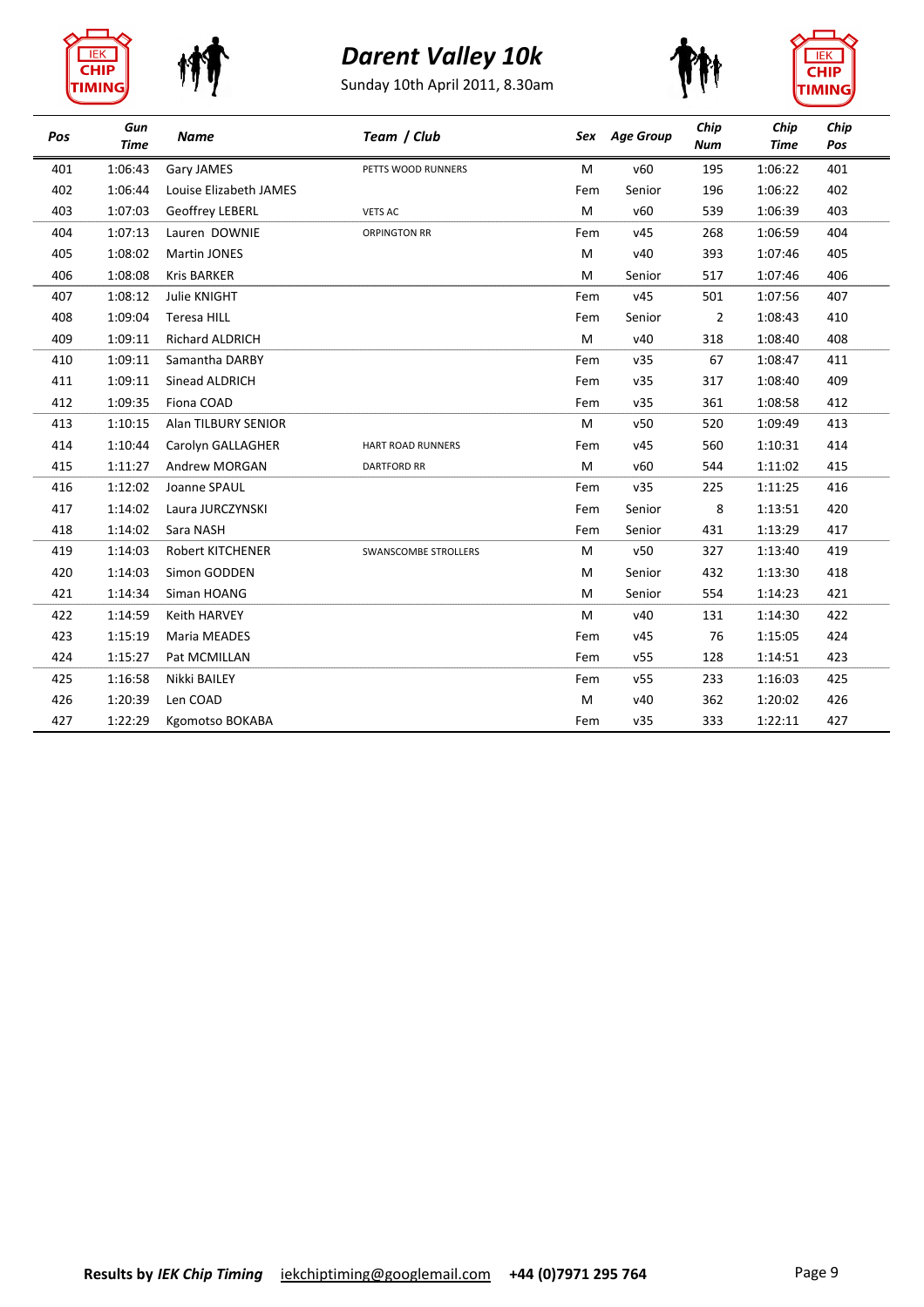# Darent Valley 10k

Sunday 10th April 2011, 8.30am

| Pos | Gun Time | Name | Team / Club | Sex | Age Group | Chip Num | Chip Time | Chip Pos |
|---|---|---|---|---|---|---|---|---|
| 401 | 1:06:43 | Gary JAMES | PETTS WOOD RUNNERS | M | v60 | 195 | 1:06:22 | 401 |
| 402 | 1:06:44 | Louise Elizabeth JAMES | | Fem | Senior | 196 | 1:06:22 | 402 |
| 403 | 1:07:03 | Geoffrey LEBERL | VETS AC | M | v60 | 539 | 1:06:39 | 403 |
| 404 | 1:07:13 | Lauren DOWNIE | ORPINGTON RR | Fem | v45 | 268 | 1:06:59 | 404 |
| 405 | 1:08:02 | Martin JONES | | M | v40 | 393 | 1:07:46 | 405 |
| 406 | 1:08:08 | Kris BARKER | | M | Senior | 517 | 1:07:46 | 406 |
| 407 | 1:08:12 | Julie KNIGHT | | Fem | v45 | 501 | 1:07:56 | 407 |
| 408 | 1:09:04 | Teresa HILL | | Fem | Senior | 2 | 1:08:43 | 410 |
| 409 | 1:09:11 | Richard ALDRICH | | M | v40 | 318 | 1:08:40 | 408 |
| 410 | 1:09:11 | Samantha DARBY | | Fem | v35 | 67 | 1:08:47 | 411 |
| 411 | 1:09:11 | Sinead ALDRICH | | Fem | v35 | 317 | 1:08:40 | 409 |
| 412 | 1:09:35 | Fiona COAD | | Fem | v35 | 361 | 1:08:58 | 412 |
| 413 | 1:10:15 | Alan TILBURY SENIOR | | M | v50 | 520 | 1:09:49 | 413 |
| 414 | 1:10:44 | Carolyn GALLAGHER | HART ROAD RUNNERS | Fem | v45 | 560 | 1:10:31 | 414 |
| 415 | 1:11:27 | Andrew MORGAN | DARTFORD RR | M | v60 | 544 | 1:11:02 | 415 |
| 416 | 1:12:02 | Joanne SPAUL | | Fem | v35 | 225 | 1:11:25 | 416 |
| 417 | 1:14:02 | Laura JURCZYNSKI | | Fem | Senior | 8 | 1:13:51 | 420 |
| 418 | 1:14:02 | Sara NASH | | Fem | Senior | 431 | 1:13:29 | 417 |
| 419 | 1:14:03 | Robert KITCHENER | SWANSCOMBE STROLLERS | M | v50 | 327 | 1:13:40 | 419 |
| 420 | 1:14:03 | Simon GODDEN | | M | Senior | 432 | 1:13:30 | 418 |
| 421 | 1:14:34 | Siman HOANG | | M | Senior | 554 | 1:14:23 | 421 |
| 422 | 1:14:59 | Keith HARVEY | | M | v40 | 131 | 1:14:30 | 422 |
| 423 | 1:15:19 | Maria MEADES | | Fem | v45 | 76 | 1:15:05 | 424 |
| 424 | 1:15:27 | Pat MCMILLAN | | Fem | v55 | 128 | 1:14:51 | 423 |
| 425 | 1:16:58 | Nikki BAILEY | | Fem | v55 | 233 | 1:16:03 | 425 |
| 426 | 1:20:39 | Len COAD | | M | v40 | 362 | 1:20:02 | 426 |
| 427 | 1:22:29 | Kgomotso BOKABA | | Fem | v35 | 333 | 1:22:11 | 427 |

**Results by *IEK Chip Timing*** iekchiptiming@googlemail.com **+44 (0)7971 295 764**